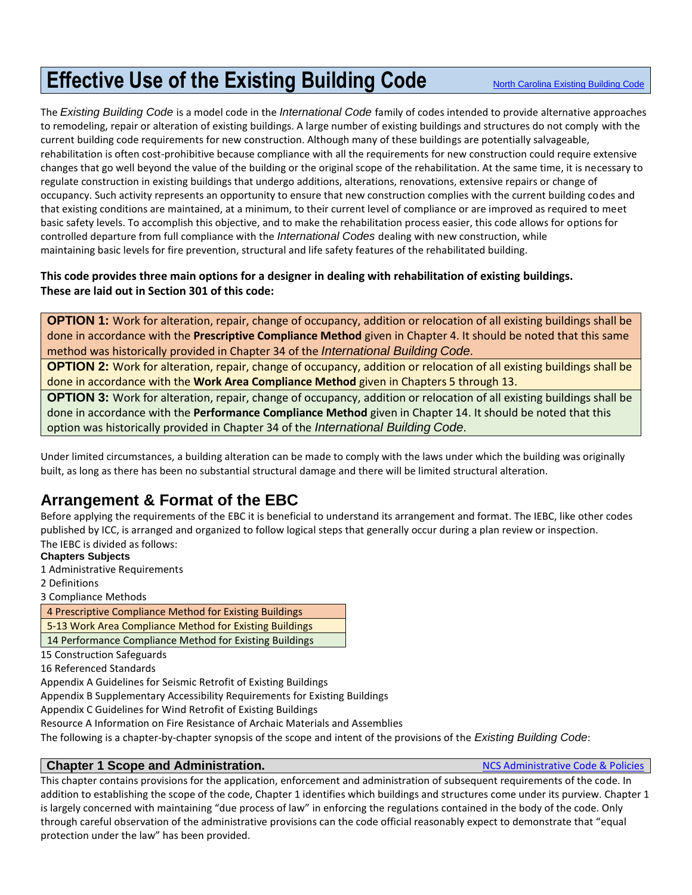# Effective Use of the Existing Building Code

[North Carolina Existing Building Code]

The *Existing Building Code* is a model code in the *International Code* family of codes intended to provide alternative approaches to remodeling, repair or alteration of existing buildings. A large number of existing buildings and structures do not comply with the current building code requirements for new construction. Although many of these buildings are potentially salvageable, rehabilitation is often cost-prohibitive because compliance with all the requirements for new construction could require extensive changes that go well beyond the value of the building or the original scope of the rehabilitation. At the same time, it is necessary to regulate construction in existing buildings that undergo additions, alterations, renovations, extensive repairs or change of occupancy. Such activity represents an opportunity to ensure that new construction complies with the current building codes and that existing conditions are maintained, at a minimum, to their current level of compliance or are improved as required to meet basic safety levels. To accomplish this objective, and to make the rehabilitation process easier, this code allows for options for controlled departure from full compliance with the *International Codes* dealing with new construction, while maintaining basic levels for fire prevention, structural and life safety features of the rehabilitated building.

**This code provides three main options for a designer in dealing with rehabilitation of existing buildings. These are laid out in Section 301 of this code:**

**OPTION 1:** Work for alteration, repair, change of occupancy, addition or relocation of all existing buildings shall be done in accordance with the **Prescriptive Compliance Method** given in Chapter 4. It should be noted that this same method was historically provided in Chapter 34 of the *International Building Code*.

**OPTION 2:** Work for alteration, repair, change of occupancy, addition or relocation of all existing buildings shall be done in accordance with the **Work Area Compliance Method** given in Chapters 5 through 13.

**OPTION 3:** Work for alteration, repair, change of occupancy, addition or relocation of all existing buildings shall be done in accordance with the **Performance Compliance Method** given in Chapter 14. It should be noted that this option was historically provided in Chapter 34 of the *International Building Code*.

Under limited circumstances, a building alteration can be made to comply with the laws under which the building was originally built, as long as there has been no substantial structural damage and there will be limited structural alteration.

## Arrangement & Format of the EBC

Before applying the requirements of the EBC it is beneficial to understand its arrangement and format. The IEBC, like other codes published by ICC, is arranged and organized to follow logical steps that generally occur during a plan review or inspection. The IEBC is divided as follows:

**Chapters Subjects**

1 Administrative Requirements
2 Definitions
3 Compliance Methods
4 Prescriptive Compliance Method for Existing Buildings
5-13 Work Area Compliance Method for Existing Buildings
14 Performance Compliance Method for Existing Buildings
15 Construction Safeguards
16 Referenced Standards
Appendix A Guidelines for Seismic Retrofit of Existing Buildings
Appendix B Supplementary Accessibility Requirements for Existing Buildings
Appendix C Guidelines for Wind Retrofit of Existing Buildings
Resource A Information on Fire Resistance of Archaic Materials and Assemblies

The following is a chapter-by-chapter synopsis of the scope and intent of the provisions of the *Existing Building Code*:

### Chapter 1 Scope and Administration.

[NCS Administrative Code & Policies]

This chapter contains provisions for the application, enforcement and administration of subsequent requirements of the code. In addition to establishing the scope of the code, Chapter 1 identifies which buildings and structures come under its purview. Chapter 1 is largely concerned with maintaining "due process of law" in enforcing the regulations contained in the body of the code. Only through careful observation of the administrative provisions can the code official reasonably expect to demonstrate that "equal protection under the law" has been provided.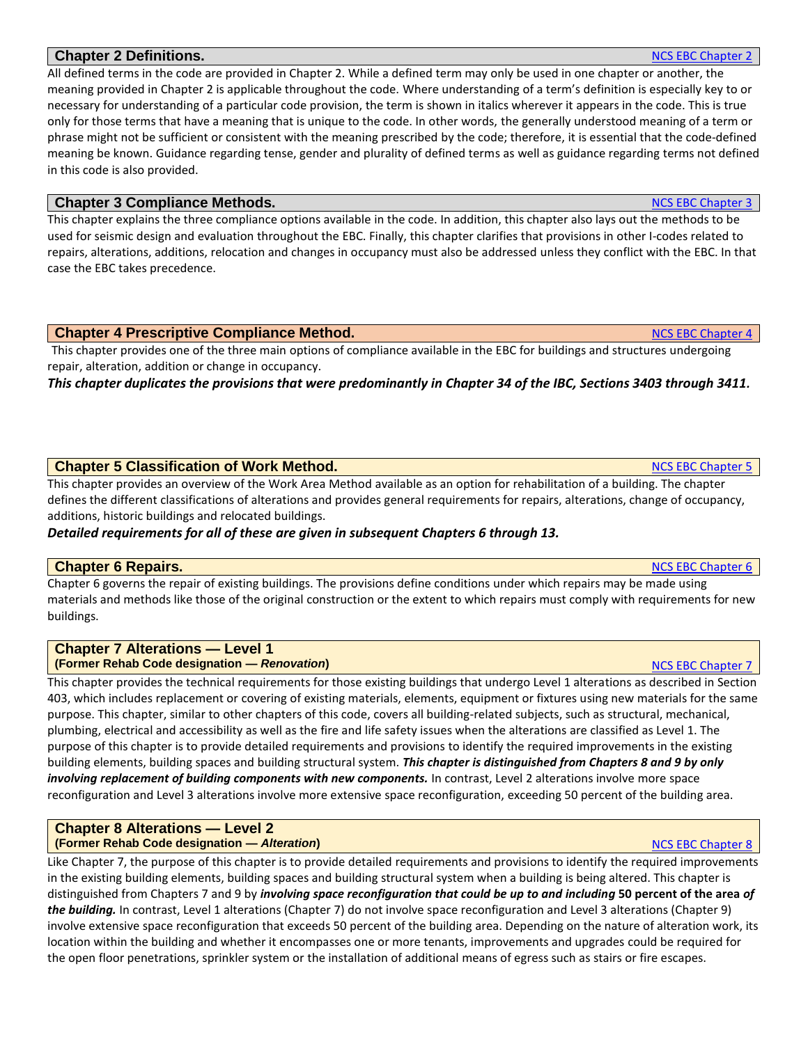## Chapter 2 Definitions.

[NCS EBC Chapter 2]

All defined terms in the code are provided in Chapter 2. While a defined term may only be used in one chapter or another, the meaning provided in Chapter 2 is applicable throughout the code. Where understanding of a term's definition is especially key to or necessary for understanding of a particular code provision, the term is shown in italics wherever it appears in the code. This is true only for those terms that have a meaning that is unique to the code. In other words, the generally understood meaning of a term or phrase might not be sufficient or consistent with the meaning prescribed by the code; therefore, it is essential that the code-defined meaning be known. Guidance regarding tense, gender and plurality of defined terms as well as guidance regarding terms not defined in this code is also provided.

## Chapter 3 Compliance Methods.

[NCS EBC Chapter 3]

This chapter explains the three compliance options available in the code. In addition, this chapter also lays out the methods to be used for seismic design and evaluation throughout the EBC. Finally, this chapter clarifies that provisions in other I-codes related to repairs, alterations, additions, relocation and changes in occupancy must also be addressed unless they conflict with the EBC. In that case the EBC takes precedence.

## Chapter 4 Prescriptive Compliance Method.

[NCS EBC Chapter 4]

This chapter provides one of the three main options of compliance available in the EBC for buildings and structures undergoing repair, alteration, addition or change in occupancy.

***This chapter duplicates the provisions that were predominantly in Chapter 34 of the IBC, Sections 3403 through 3411.***

## Chapter 5 Classification of Work Method.

[NCS EBC Chapter 5]

This chapter provides an overview of the Work Area Method available as an option for rehabilitation of a building. The chapter defines the different classifications of alterations and provides general requirements for repairs, alterations, change of occupancy, additions, historic buildings and relocated buildings.

***Detailed requirements for all of these are given in subsequent Chapters 6 through 13.***

## Chapter 6 Repairs.

[NCS EBC Chapter 6]

Chapter 6 governs the repair of existing buildings. The provisions define conditions under which repairs may be made using materials and methods like those of the original construction or the extent to which repairs must comply with requirements for new buildings.

## Chapter 7 Alterations — Level 1

**(Former Rehab Code designation — *Renovation*)**

[NCS EBC Chapter 7]

This chapter provides the technical requirements for those existing buildings that undergo Level 1 alterations as described in Section 403, which includes replacement or covering of existing materials, elements, equipment or fixtures using new materials for the same purpose. This chapter, similar to other chapters of this code, covers all building-related subjects, such as structural, mechanical, plumbing, electrical and accessibility as well as the fire and life safety issues when the alterations are classified as Level 1. The purpose of this chapter is to provide detailed requirements and provisions to identify the required improvements in the existing building elements, building spaces and building structural system. ***This chapter is distinguished from Chapters 8 and 9 by only involving replacement of building components with new components.*** In contrast, Level 2 alterations involve more space reconfiguration and Level 3 alterations involve more extensive space reconfiguration, exceeding 50 percent of the building area.

## Chapter 8 Alterations — Level 2

**(Former Rehab Code designation — *Alteration*)**

[NCS EBC Chapter 8]

Like Chapter 7, the purpose of this chapter is to provide detailed requirements and provisions to identify the required improvements in the existing building elements, building spaces and building structural system when a building is being altered. This chapter is distinguished from Chapters 7 and 9 by ***involving space reconfiguration that could be up to and including* 50 percent of the area *of the building.*** In contrast, Level 1 alterations (Chapter 7) do not involve space reconfiguration and Level 3 alterations (Chapter 9) involve extensive space reconfiguration that exceeds 50 percent of the building area. Depending on the nature of alteration work, its location within the building and whether it encompasses one or more tenants, improvements and upgrades could be required for the open floor penetrations, sprinkler system or the installation of additional means of egress such as stairs or fire escapes.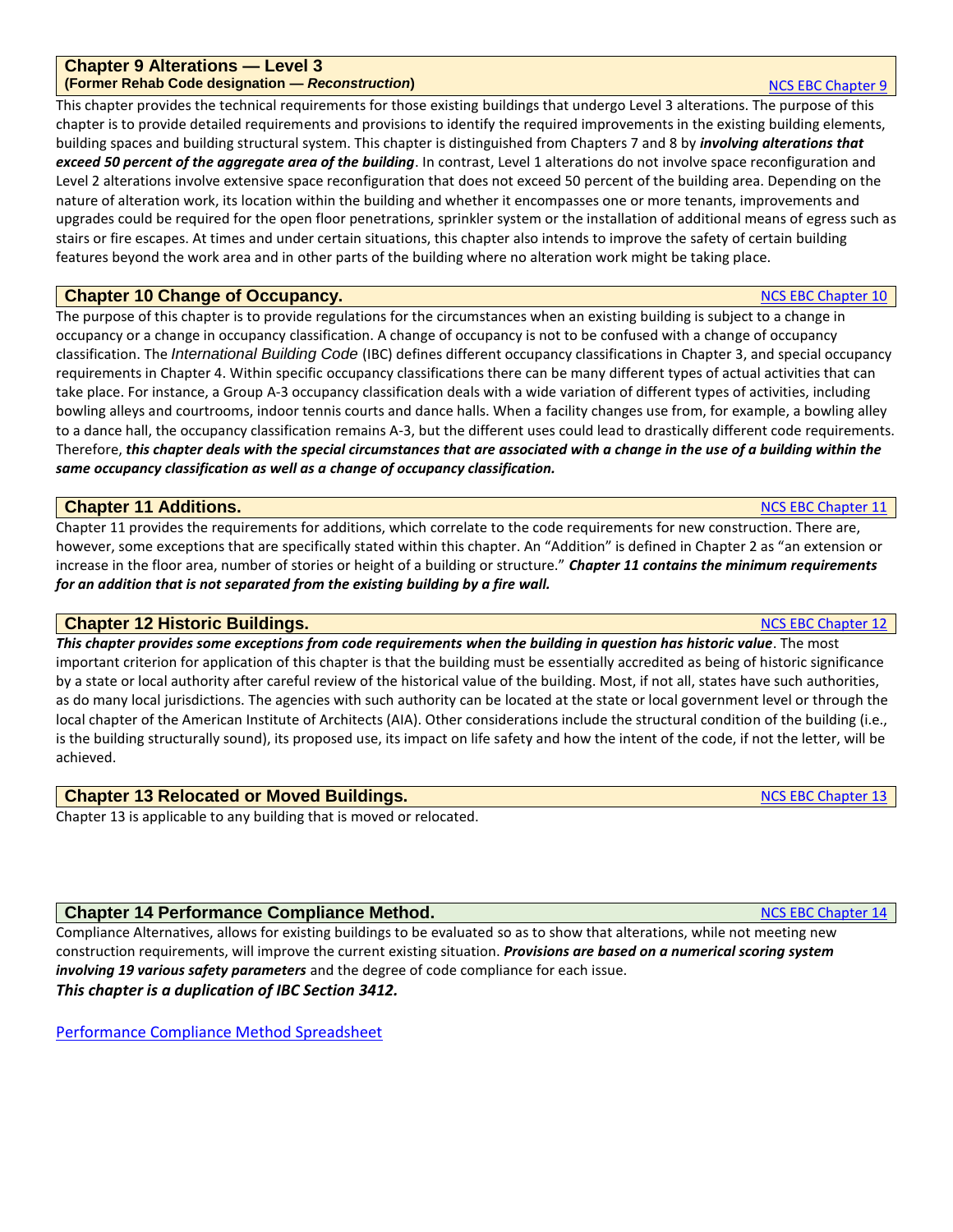## Chapter 9 Alterations — Level 3

**(Former Rehab Code designation — *Reconstruction*)** [NCS EBC Chapter 9]

This chapter provides the technical requirements for those existing buildings that undergo Level 3 alterations. The purpose of this chapter is to provide detailed requirements and provisions to identify the required improvements in the existing building elements, building spaces and building structural system. This chapter is distinguished from Chapters 7 and 8 by ***involving alterations that exceed 50 percent of the aggregate area of the building***. In contrast, Level 1 alterations do not involve space reconfiguration and Level 2 alterations involve extensive space reconfiguration that does not exceed 50 percent of the building area. Depending on the nature of alteration work, its location within the building and whether it encompasses one or more tenants, improvements and upgrades could be required for the open floor penetrations, sprinkler system or the installation of additional means of egress such as stairs or fire escapes. At times and under certain situations, this chapter also intends to improve the safety of certain building features beyond the work area and in other parts of the building where no alteration work might be taking place.

## Chapter 10 Change of Occupancy.

[NCS EBC Chapter 10]

The purpose of this chapter is to provide regulations for the circumstances when an existing building is subject to a change in occupancy or a change in occupancy classification. A change of occupancy is not to be confused with a change of occupancy classification. The *International Building Code* (IBC) defines different occupancy classifications in Chapter 3, and special occupancy requirements in Chapter 4. Within specific occupancy classifications there can be many different types of actual activities that can take place. For instance, a Group A-3 occupancy classification deals with a wide variation of different types of activities, including bowling alleys and courtrooms, indoor tennis courts and dance halls. When a facility changes use from, for example, a bowling alley to a dance hall, the occupancy classification remains A-3, but the different uses could lead to drastically different code requirements. Therefore, ***this chapter deals with the special circumstances that are associated with a change in the use of a building within the same occupancy classification as well as a change of occupancy classification.***

## Chapter 11 Additions.

[NCS EBC Chapter 11]

Chapter 11 provides the requirements for additions, which correlate to the code requirements for new construction. There are, however, some exceptions that are specifically stated within this chapter. An "Addition" is defined in Chapter 2 as "an extension or increase in the floor area, number of stories or height of a building or structure." ***Chapter 11 contains the minimum requirements for an addition that is not separated from the existing building by a fire wall.***

## Chapter 12 Historic Buildings.

[NCS EBC Chapter 12]

***This chapter provides some exceptions from code requirements when the building in question has historic value***. The most important criterion for application of this chapter is that the building must be essentially accredited as being of historic significance by a state or local authority after careful review of the historical value of the building. Most, if not all, states have such authorities, as do many local jurisdictions. The agencies with such authority can be located at the state or local government level or through the local chapter of the American Institute of Architects (AIA). Other considerations include the structural condition of the building (i.e., is the building structurally sound), its proposed use, its impact on life safety and how the intent of the code, if not the letter, will be achieved.

## Chapter 13 Relocated or Moved Buildings.

[NCS EBC Chapter 13]

Chapter 13 is applicable to any building that is moved or relocated.

## Chapter 14 Performance Compliance Method.

[NCS EBC Chapter 14]

Compliance Alternatives, allows for existing buildings to be evaluated so as to show that alterations, while not meeting new construction requirements, will improve the current existing situation. ***Provisions are based on a numerical scoring system involving 19 various safety parameters*** and the degree of code compliance for each issue.

***This chapter is a duplication of IBC Section 3412.***

[Performance Compliance Method Spreadsheet]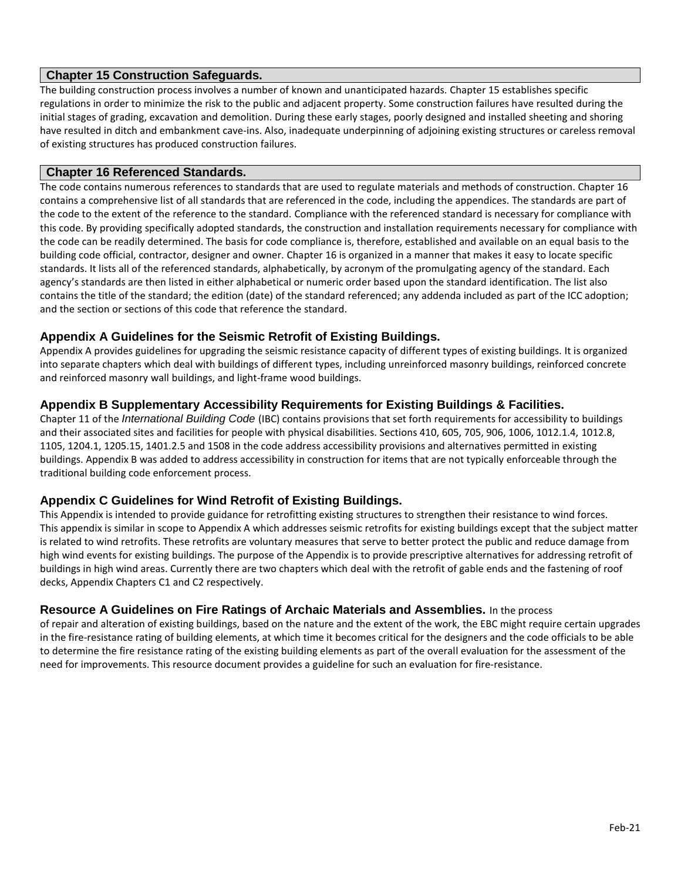## Chapter 15 Construction Safeguards.

The building construction process involves a number of known and unanticipated hazards. Chapter 15 establishes specific regulations in order to minimize the risk to the public and adjacent property. Some construction failures have resulted during the initial stages of grading, excavation and demolition. During these early stages, poorly designed and installed sheeting and shoring have resulted in ditch and embankment cave-ins. Also, inadequate underpinning of adjoining existing structures or careless removal of existing structures has produced construction failures.

## Chapter 16 Referenced Standards.

The code contains numerous references to standards that are used to regulate materials and methods of construction. Chapter 16 contains a comprehensive list of all standards that are referenced in the code, including the appendices. The standards are part of the code to the extent of the reference to the standard. Compliance with the referenced standard is necessary for compliance with this code. By providing specifically adopted standards, the construction and installation requirements necessary for compliance with the code can be readily determined. The basis for code compliance is, therefore, established and available on an equal basis to the building code official, contractor, designer and owner. Chapter 16 is organized in a manner that makes it easy to locate specific standards. It lists all of the referenced standards, alphabetically, by acronym of the promulgating agency of the standard. Each agency's standards are then listed in either alphabetical or numeric order based upon the standard identification. The list also contains the title of the standard; the edition (date) of the standard referenced; any addenda included as part of the ICC adoption; and the section or sections of this code that reference the standard.

### Appendix A Guidelines for the Seismic Retrofit of Existing Buildings.

Appendix A provides guidelines for upgrading the seismic resistance capacity of different types of existing buildings. It is organized into separate chapters which deal with buildings of different types, including unreinforced masonry buildings, reinforced concrete and reinforced masonry wall buildings, and light-frame wood buildings.

### Appendix B Supplementary Accessibility Requirements for Existing Buildings & Facilities.

Chapter 11 of the *International Building Code* (IBC) contains provisions that set forth requirements for accessibility to buildings and their associated sites and facilities for people with physical disabilities. Sections 410, 605, 705, 906, 1006, 1012.1.4, 1012.8, 1105, 1204.1, 1205.15, 1401.2.5 and 1508 in the code address accessibility provisions and alternatives permitted in existing buildings. Appendix B was added to address accessibility in construction for items that are not typically enforceable through the traditional building code enforcement process.

### Appendix C Guidelines for Wind Retrofit of Existing Buildings.

This Appendix is intended to provide guidance for retrofitting existing structures to strengthen their resistance to wind forces. This appendix is similar in scope to Appendix A which addresses seismic retrofits for existing buildings except that the subject matter is related to wind retrofits. These retrofits are voluntary measures that serve to better protect the public and reduce damage from high wind events for existing buildings. The purpose of the Appendix is to provide prescriptive alternatives for addressing retrofit of buildings in high wind areas. Currently there are two chapters which deal with the retrofit of gable ends and the fastening of roof decks, Appendix Chapters C1 and C2 respectively.

**Resource A Guidelines on Fire Ratings of Archaic Materials and Assemblies.** In the process of repair and alteration of existing buildings, based on the nature and the extent of the work, the EBC might require certain upgrades in the fire-resistance rating of building elements, at which time it becomes critical for the designers and the code officials to be able to determine the fire resistance rating of the existing building elements as part of the overall evaluation for the assessment of the need for improvements. This resource document provides a guideline for such an evaluation for fire-resistance.